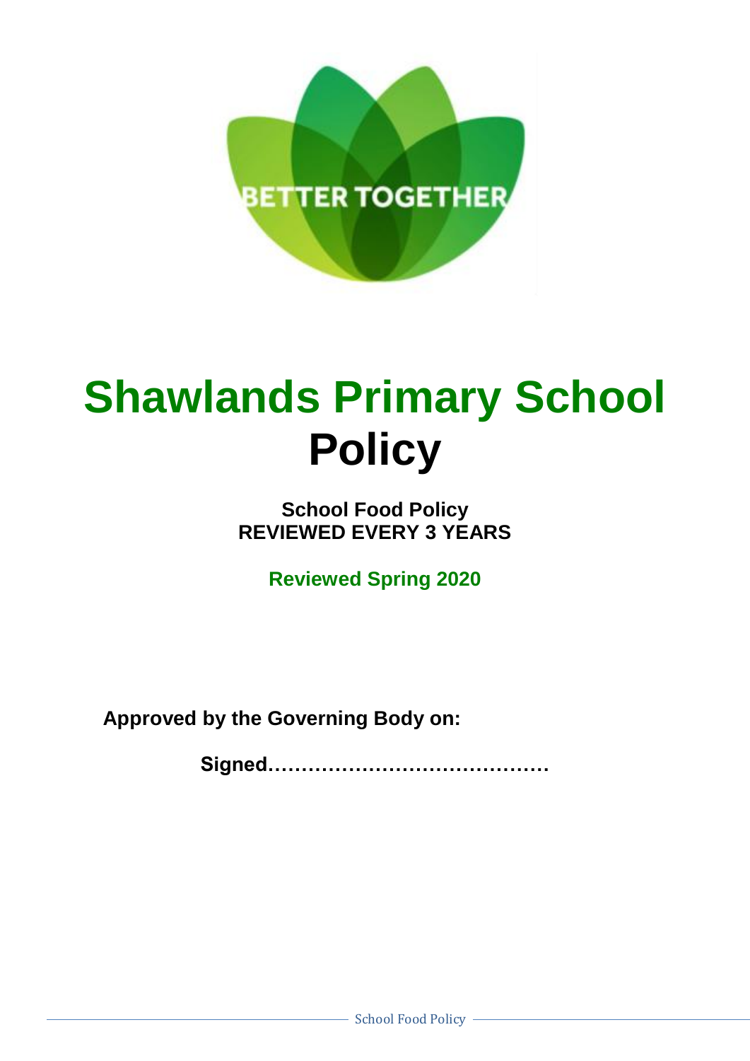# Shawlands Primary School Policy

**School Food Policy**
**REVIEWED EVERY 3 YEARS**

**Reviewed Spring 2020**

**Approved by the Governing Body on:**

**Signed……………………………………**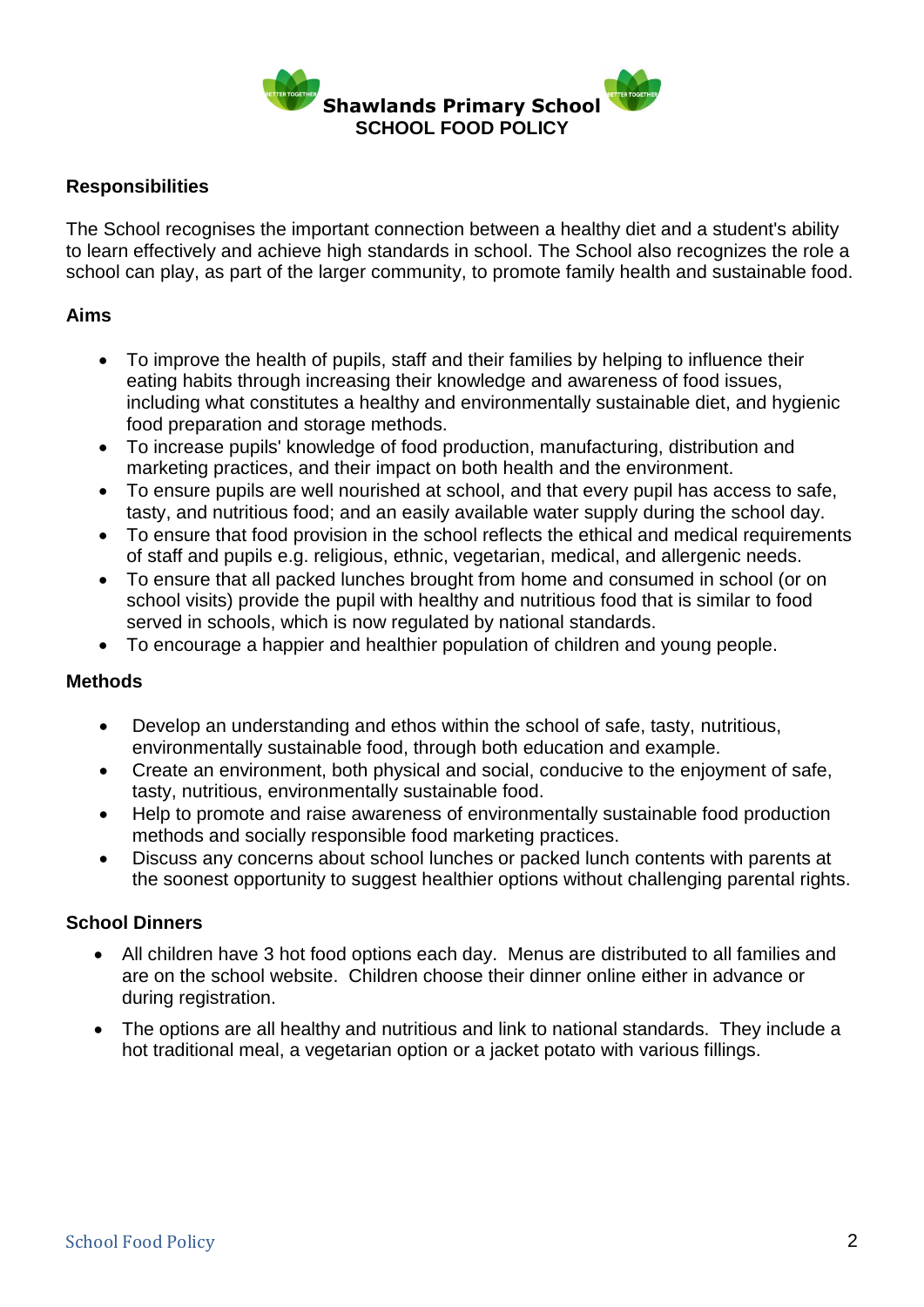# Shawlands Primary School
## SCHOOL FOOD POLICY

### Responsibilities

The School recognises the important connection between a healthy diet and a student's ability to learn effectively and achieve high standards in school. The School also recognizes the role a school can play, as part of the larger community, to promote family health and sustainable food.

### Aims

- To improve the health of pupils, staff and their families by helping to influence their eating habits through increasing their knowledge and awareness of food issues, including what constitutes a healthy and environmentally sustainable diet, and hygienic food preparation and storage methods.
- To increase pupils' knowledge of food production, manufacturing, distribution and marketing practices, and their impact on both health and the environment.
- To ensure pupils are well nourished at school, and that every pupil has access to safe, tasty, and nutritious food; and an easily available water supply during the school day.
- To ensure that food provision in the school reflects the ethical and medical requirements of staff and pupils e.g. religious, ethnic, vegetarian, medical, and allergenic needs.
- To ensure that all packed lunches brought from home and consumed in school (or on school visits) provide the pupil with healthy and nutritious food that is similar to food served in schools, which is now regulated by national standards.
- To encourage a happier and healthier population of children and young people.

### Methods

- Develop an understanding and ethos within the school of safe, tasty, nutritious, environmentally sustainable food, through both education and example.
- Create an environment, both physical and social, conducive to the enjoyment of safe, tasty, nutritious, environmentally sustainable food.
- Help to promote and raise awareness of environmentally sustainable food production methods and socially responsible food marketing practices.
- Discuss any concerns about school lunches or packed lunch contents with parents at the soonest opportunity to suggest healthier options without challenging parental rights.

### School Dinners

- All children have 3 hot food options each day. Menus are distributed to all families and are on the school website. Children choose their dinner online either in advance or during registration.
- The options are all healthy and nutritious and link to national standards. They include a hot traditional meal, a vegetarian option or a jacket potato with various fillings.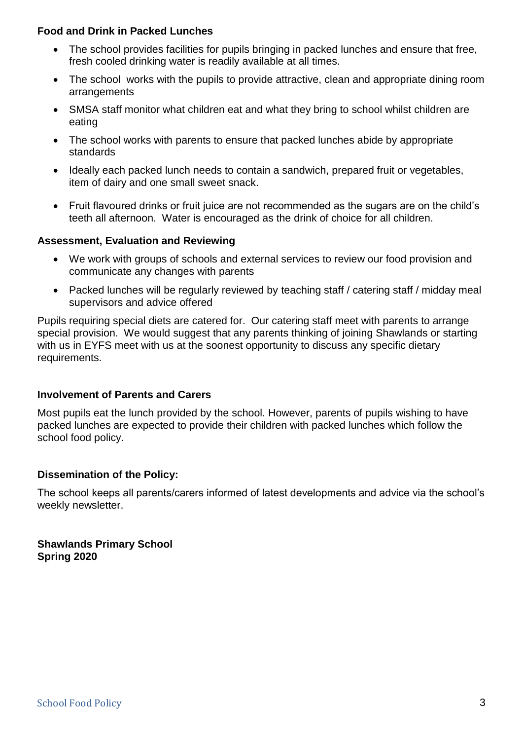**Food and Drink in Packed Lunches**

- The school provides facilities for pupils bringing in packed lunches and ensure that free, fresh cooled drinking water is readily available at all times.
- The school works with the pupils to provide attractive, clean and appropriate dining room arrangements
- SMSA staff monitor what children eat and what they bring to school whilst children are eating
- The school works with parents to ensure that packed lunches abide by appropriate standards
- Ideally each packed lunch needs to contain a sandwich, prepared fruit or vegetables, item of dairy and one small sweet snack.
- Fruit flavoured drinks or fruit juice are not recommended as the sugars are on the child's teeth all afternoon. Water is encouraged as the drink of choice for all children.

**Assessment, Evaluation and Reviewing**

- We work with groups of schools and external services to review our food provision and communicate any changes with parents
- Packed lunches will be regularly reviewed by teaching staff / catering staff / midday meal supervisors and advice offered

Pupils requiring special diets are catered for. Our catering staff meet with parents to arrange special provision. We would suggest that any parents thinking of joining Shawlands or starting with us in EYFS meet with us at the soonest opportunity to discuss any specific dietary requirements.

**Involvement of Parents and Carers**

Most pupils eat the lunch provided by the school. However, parents of pupils wishing to have packed lunches are expected to provide their children with packed lunches which follow the school food policy.

**Dissemination of the Policy:**

The school keeps all parents/carers informed of latest developments and advice via the school's weekly newsletter.

**Shawlands Primary School**
**Spring 2020**